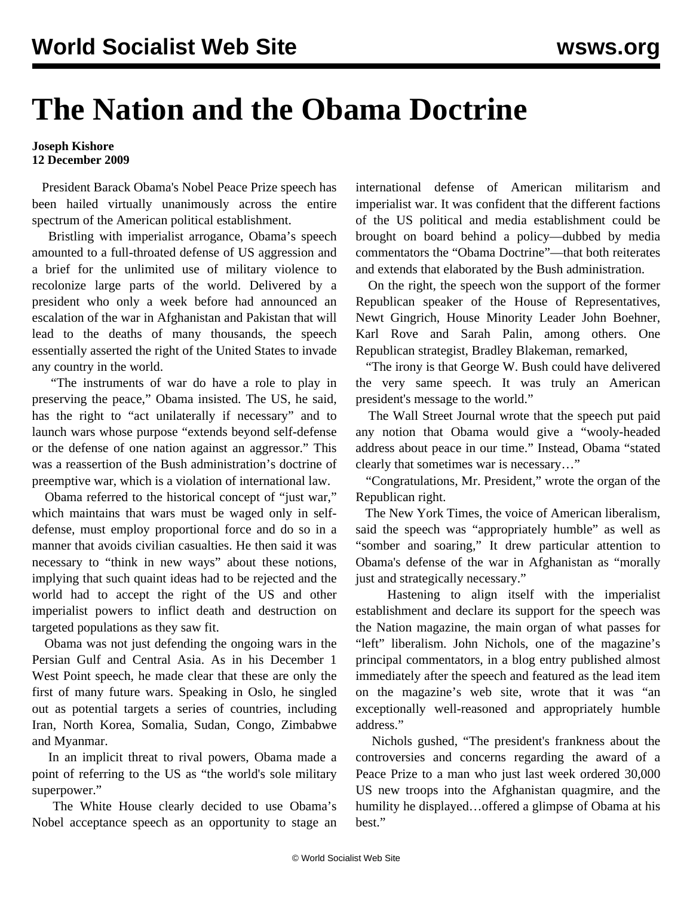# The Nation and the Obama Doctrine

**Joseph Kishore**
**12 December 2009**

President Barack Obama's Nobel Peace Prize speech has been hailed virtually unanimously across the entire spectrum of the American political establishment.

Bristling with imperialist arrogance, Obama's speech amounted to a full-throated defense of US aggression and a brief for the unlimited use of military violence to recolonize large parts of the world. Delivered by a president who only a week before had announced an escalation of the war in Afghanistan and Pakistan that will lead to the deaths of many thousands, the speech essentially asserted the right of the United States to invade any country in the world.

"The instruments of war do have a role to play in preserving the peace," Obama insisted. The US, he said, has the right to "act unilaterally if necessary" and to launch wars whose purpose "extends beyond self-defense or the defense of one nation against an aggressor." This was a reassertion of the Bush administration's doctrine of preemptive war, which is a violation of international law.

Obama referred to the historical concept of "just war," which maintains that wars must be waged only in self-defense, must employ proportional force and do so in a manner that avoids civilian casualties. He then said it was necessary to "think in new ways" about these notions, implying that such quaint ideas had to be rejected and the world had to accept the right of the US and other imperialist powers to inflict death and destruction on targeted populations as they saw fit.

Obama was not just defending the ongoing wars in the Persian Gulf and Central Asia. As in his December 1 West Point speech, he made clear that these are only the first of many future wars. Speaking in Oslo, he singled out as potential targets a series of countries, including Iran, North Korea, Somalia, Sudan, Congo, Zimbabwe and Myanmar.

In an implicit threat to rival powers, Obama made a point of referring to the US as "the world's sole military superpower."

The White House clearly decided to use Obama's Nobel acceptance speech as an opportunity to stage an international defense of American militarism and imperialist war. It was confident that the different factions of the US political and media establishment could be brought on board behind a policy—dubbed by media commentators the "Obama Doctrine"—that both reiterates and extends that elaborated by the Bush administration.

On the right, the speech won the support of the former Republican speaker of the House of Representatives, Newt Gingrich, House Minority Leader John Boehner, Karl Rove and Sarah Palin, among others. One Republican strategist, Bradley Blakeman, remarked,

"The irony is that George W. Bush could have delivered the very same speech. It was truly an American president's message to the world."

The Wall Street Journal wrote that the speech put paid any notion that Obama would give a "wooly-headed address about peace in our time." Instead, Obama "stated clearly that sometimes war is necessary…"

"Congratulations, Mr. President," wrote the organ of the Republican right.

The New York Times, the voice of American liberalism, said the speech was "appropriately humble" as well as "somber and soaring," It drew particular attention to Obama's defense of the war in Afghanistan as "morally just and strategically necessary."

Hastening to align itself with the imperialist establishment and declare its support for the speech was the Nation magazine, the main organ of what passes for "left" liberalism. John Nichols, one of the magazine's principal commentators, in a blog entry published almost immediately after the speech and featured as the lead item on the magazine's web site, wrote that it was "an exceptionally well-reasoned and appropriately humble address."

Nichols gushed, "The president's frankness about the controversies and concerns regarding the award of a Peace Prize to a man who just last week ordered 30,000 US new troops into the Afghanistan quagmire, and the humility he displayed…offered a glimpse of Obama at his best."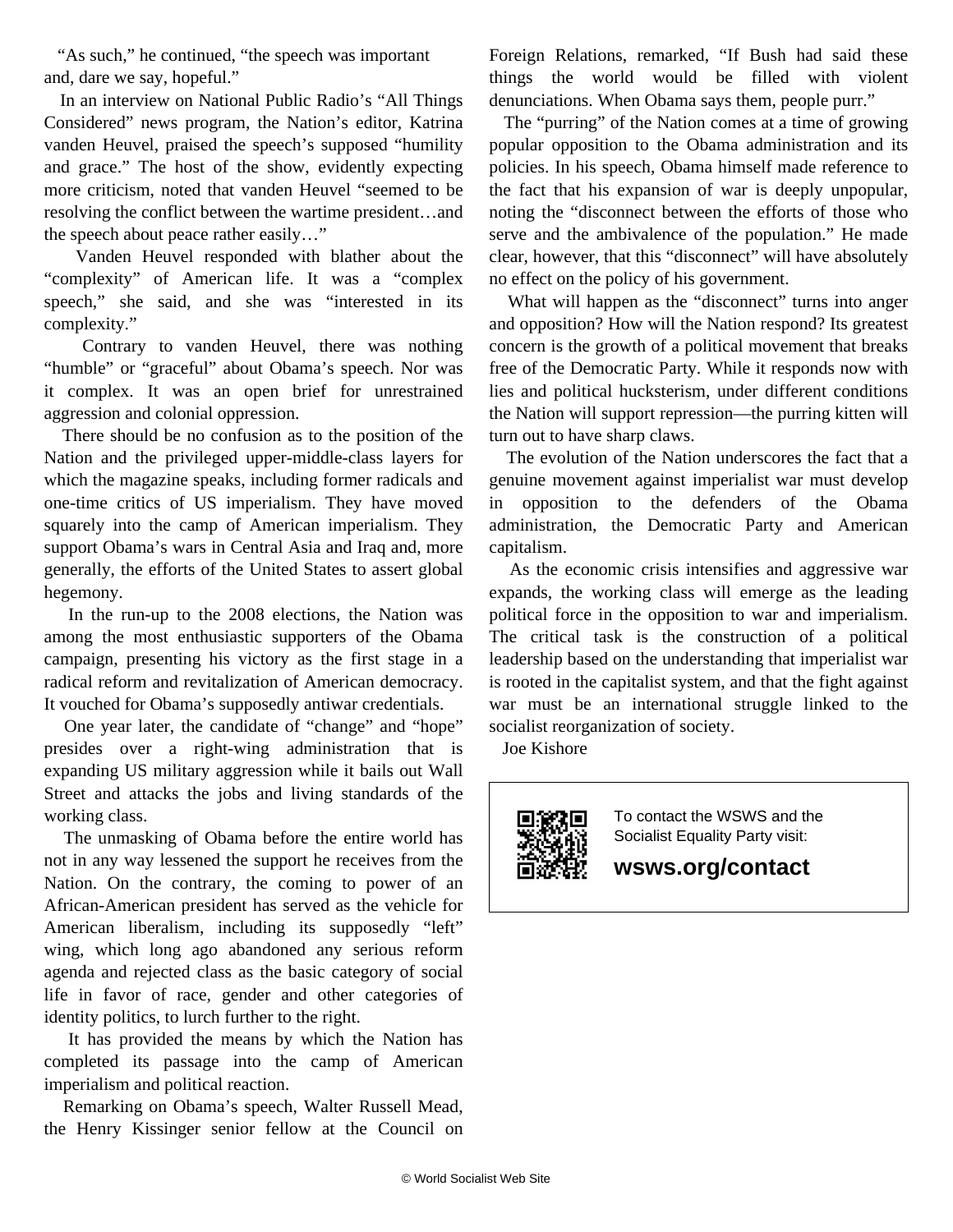"As such," he continued, "the speech was important and, dare we say, hopeful."

In an interview on National Public Radio's "All Things Considered" news program, the Nation's editor, Katrina vanden Heuvel, praised the speech's supposed "humility and grace." The host of the show, evidently expecting more criticism, noted that vanden Heuvel "seemed to be resolving the conflict between the wartime president…and the speech about peace rather easily…"

Vanden Heuvel responded with blather about the "complexity" of American life. It was a "complex speech," she said, and she was "interested in its complexity."

Contrary to vanden Heuvel, there was nothing "humble" or "graceful" about Obama's speech. Nor was it complex. It was an open brief for unrestrained aggression and colonial oppression.

There should be no confusion as to the position of the Nation and the privileged upper-middle-class layers for which the magazine speaks, including former radicals and one-time critics of US imperialism. They have moved squarely into the camp of American imperialism. They support Obama's wars in Central Asia and Iraq and, more generally, the efforts of the United States to assert global hegemony.

In the run-up to the 2008 elections, the Nation was among the most enthusiastic supporters of the Obama campaign, presenting his victory as the first stage in a radical reform and revitalization of American democracy. It vouched for Obama's supposedly antiwar credentials.

One year later, the candidate of "change" and "hope" presides over a right-wing administration that is expanding US military aggression while it bails out Wall Street and attacks the jobs and living standards of the working class.

The unmasking of Obama before the entire world has not in any way lessened the support he receives from the Nation. On the contrary, the coming to power of an African-American president has served as the vehicle for American liberalism, including its supposedly "left" wing, which long ago abandoned any serious reform agenda and rejected class as the basic category of social life in favor of race, gender and other categories of identity politics, to lurch further to the right.

It has provided the means by which the Nation has completed its passage into the camp of American imperialism and political reaction.

Remarking on Obama's speech, Walter Russell Mead, the Henry Kissinger senior fellow at the Council on Foreign Relations, remarked, "If Bush had said these things the world would be filled with violent denunciations. When Obama says them, people purr."

The "purring" of the Nation comes at a time of growing popular opposition to the Obama administration and its policies. In his speech, Obama himself made reference to the fact that his expansion of war is deeply unpopular, noting the "disconnect between the efforts of those who serve and the ambivalence of the population." He made clear, however, that this "disconnect" will have absolutely no effect on the policy of his government.

What will happen as the "disconnect" turns into anger and opposition? How will the Nation respond? Its greatest concern is the growth of a political movement that breaks free of the Democratic Party. While it responds now with lies and political hucksterism, under different conditions the Nation will support repression—the purring kitten will turn out to have sharp claws.

The evolution of the Nation underscores the fact that a genuine movement against imperialist war must develop in opposition to the defenders of the Obama administration, the Democratic Party and American capitalism.

As the economic crisis intensifies and aggressive war expands, the working class will emerge as the leading political force in the opposition to war and imperialism. The critical task is the construction of a political leadership based on the understanding that imperialist war is rooted in the capitalist system, and that the fight against war must be an international struggle linked to the socialist reorganization of society.

Joe Kishore

To contact the WSWS and the Socialist Equality Party visit:

**wsws.org/contact**